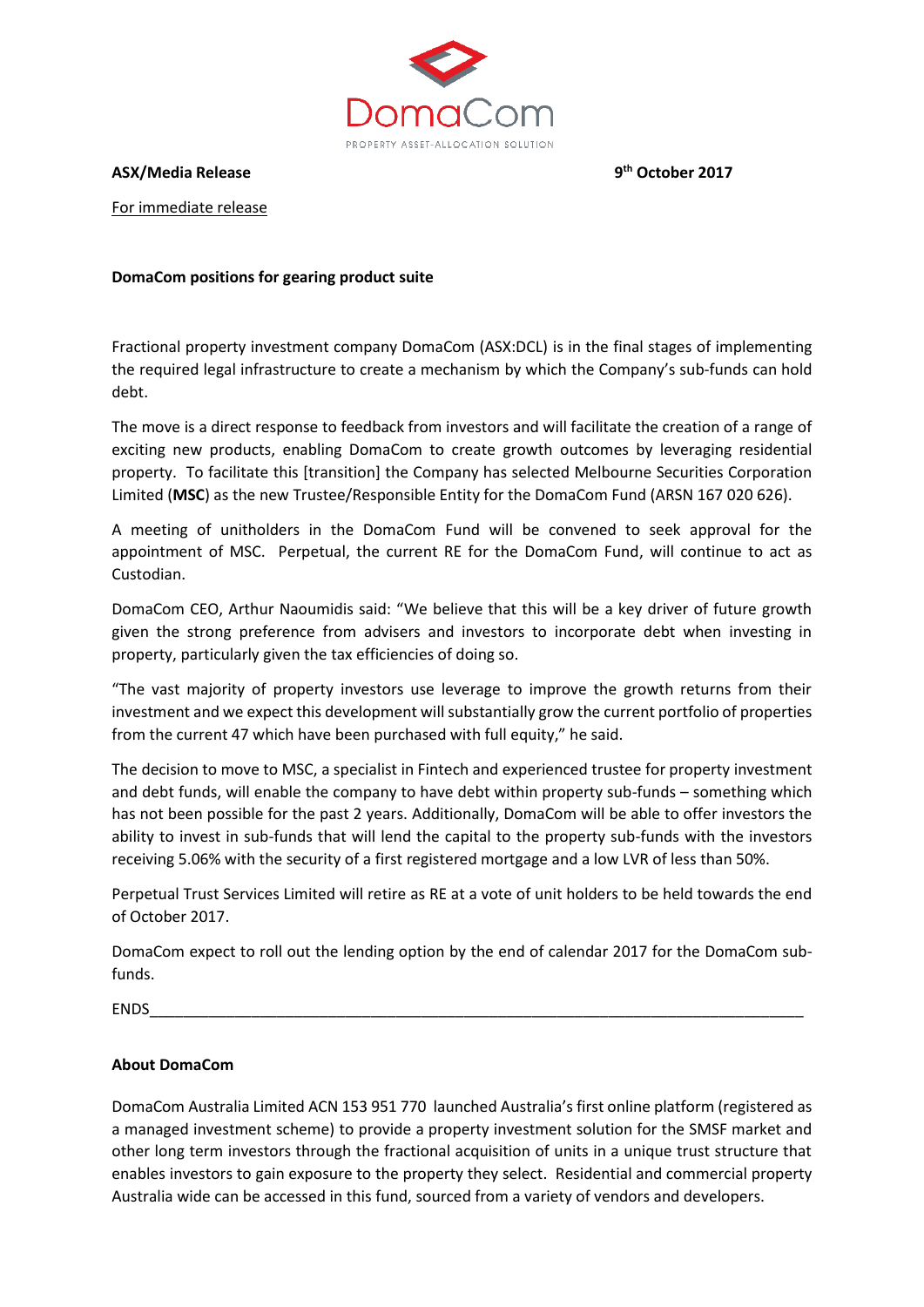DomaCom

PROPERTY ASSET-ALLOCATION SOLUTION

**ASX/Media Release** **9th October 2017**

For immediate release

**DomaCom positions for gearing product suite**

Fractional property investment company DomaCom (ASX:DCL) is in the final stages of implementing the required legal infrastructure to create a mechanism by which the Company's sub-funds can hold debt.

The move is a direct response to feedback from investors and will facilitate the creation of a range of exciting new products, enabling DomaCom to create growth outcomes by leveraging residential property. To facilitate this [transition] the Company has selected Melbourne Securities Corporation Limited (**MSC**) as the new Trustee/Responsible Entity for the DomaCom Fund (ARSN 167 020 626).

A meeting of unitholders in the DomaCom Fund will be convened to seek approval for the appointment of MSC. Perpetual, the current RE for the DomaCom Fund, will continue to act as Custodian.

DomaCom CEO, Arthur Naoumidis said: "We believe that this will be a key driver of future growth given the strong preference from advisers and investors to incorporate debt when investing in property, particularly given the tax efficiencies of doing so.

"The vast majority of property investors use leverage to improve the growth returns from their investment and we expect this development will substantially grow the current portfolio of properties from the current 47 which have been purchased with full equity," he said.

The decision to move to MSC, a specialist in Fintech and experienced trustee for property investment and debt funds, will enable the company to have debt within property sub-funds – something which has not been possible for the past 2 years. Additionally, DomaCom will be able to offer investors the ability to invest in sub-funds that will lend the capital to the property sub-funds with the investors receiving 5.06% with the security of a first registered mortgage and a low LVR of less than 50%.

Perpetual Trust Services Limited will retire as RE at a vote of unit holders to be held towards the end of October 2017.

DomaCom expect to roll out the lending option by the end of calendar 2017 for the DomaCom sub-funds.

ENDS\_\_\_\_\_\_\_\_\_\_\_\_\_\_\_\_\_\_\_\_\_\_\_\_\_\_\_\_\_\_\_\_\_\_\_\_\_\_\_\_\_\_\_\_\_\_\_\_\_\_\_\_\_\_\_\_\_\_\_\_\_\_\_\_\_\_\_\_\_\_\_\_\_\_\_\_

**About DomaCom**

DomaCom Australia Limited ACN 153 951 770 launched Australia's first online platform (registered as a managed investment scheme) to provide a property investment solution for the SMSF market and other long term investors through the fractional acquisition of units in a unique trust structure that enables investors to gain exposure to the property they select. Residential and commercial property Australia wide can be accessed in this fund, sourced from a variety of vendors and developers.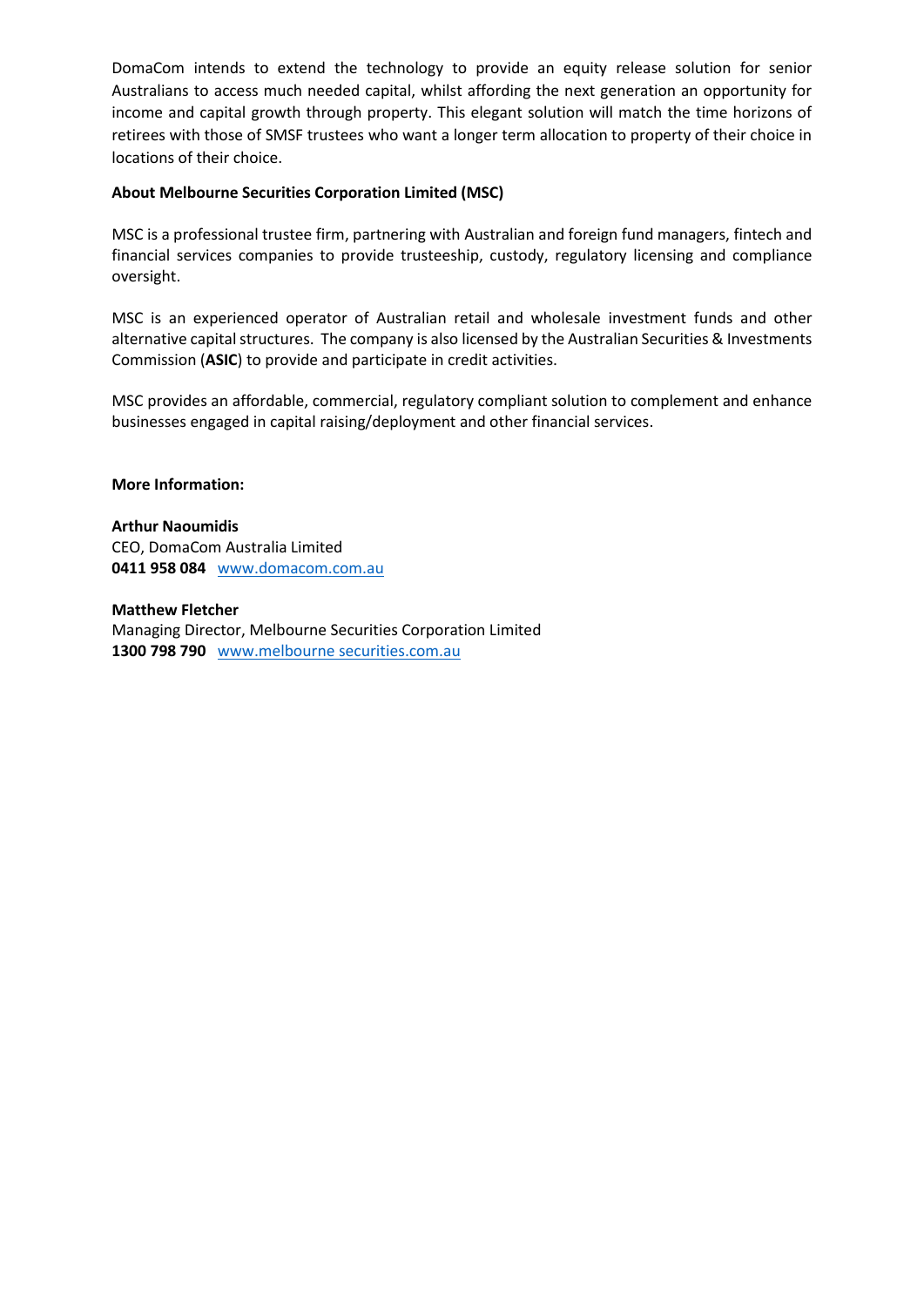DomaCom intends to extend the technology to provide an equity release solution for senior Australians to access much needed capital, whilst affording the next generation an opportunity for income and capital growth through property. This elegant solution will match the time horizons of retirees with those of SMSF trustees who want a longer term allocation to property of their choice in locations of their choice.

**About Melbourne Securities Corporation Limited (MSC)**

MSC is a professional trustee firm, partnering with Australian and foreign fund managers, fintech and financial services companies to provide trusteeship, custody, regulatory licensing and compliance oversight.

MSC is an experienced operator of Australian retail and wholesale investment funds and other alternative capital structures. The company is also licensed by the Australian Securities & Investments Commission (**ASIC**) to provide and participate in credit activities.

MSC provides an affordable, commercial, regulatory compliant solution to complement and enhance businesses engaged in capital raising/deployment and other financial services.

**More Information:**

**Arthur Naoumidis**
CEO, DomaCom Australia Limited
**0411 958 084** www.domacom.com.au

**Matthew Fletcher**
Managing Director, Melbourne Securities Corporation Limited
**1300 798 790** www.melbourne securities.com.au